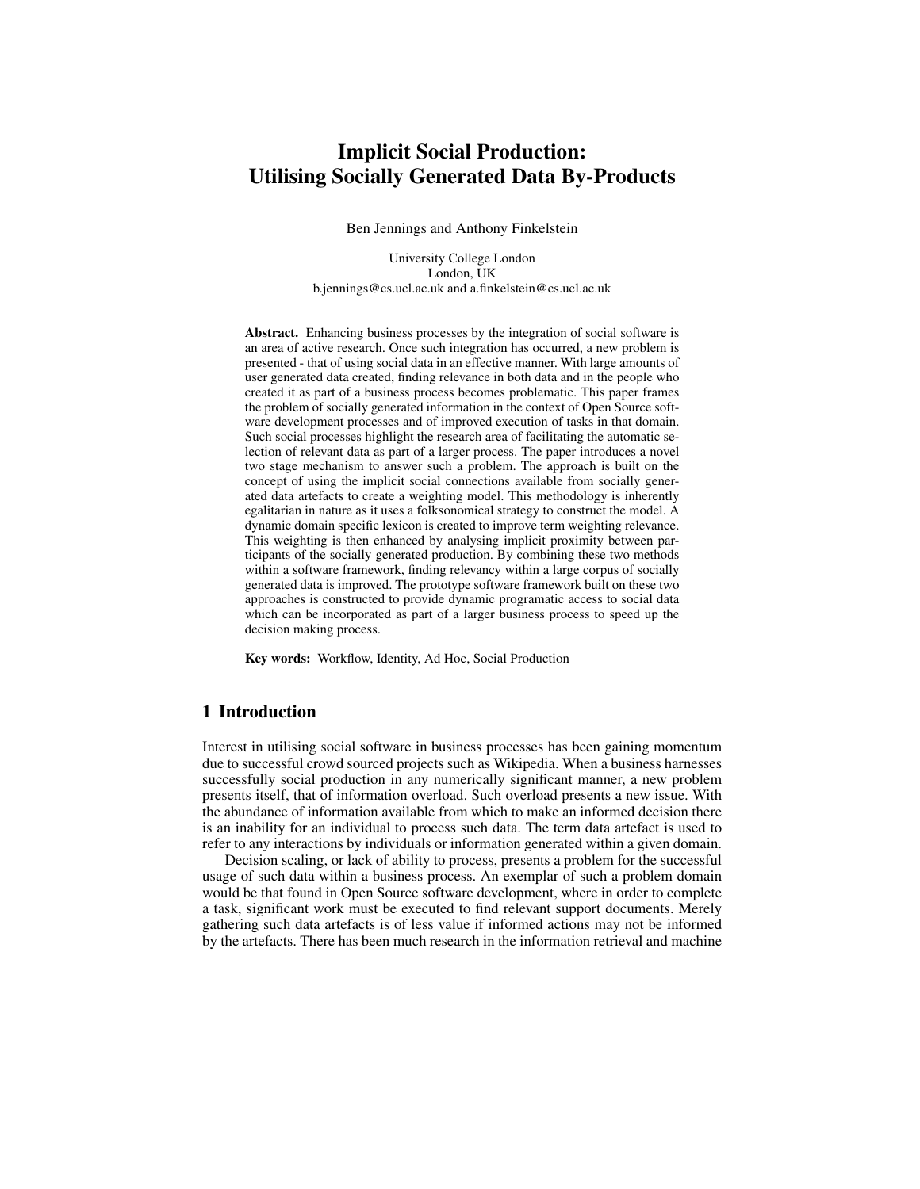# Implicit Social Production: Utilising Socially Generated Data By-Products

Ben Jennings and Anthony Finkelstein

University College London  
London, UK  
b.jennings@cs.ucl.ac.uk and a.finkelstein@cs.ucl.ac.uk

**Abstract.** Enhancing business processes by the integration of social software is an area of active research. Once such integration has occurred, a new problem is presented - that of using social data in an effective manner. With large amounts of user generated data created, finding relevance in both data and in the people who created it as part of a business process becomes problematic. This paper frames the problem of socially generated information in the context of Open Source software development processes and of improved execution of tasks in that domain. Such social processes highlight the research area of facilitating the automatic selection of relevant data as part of a larger process. The paper introduces a novel two stage mechanism to answer such a problem. The approach is built on the concept of using the implicit social connections available from socially generated data artefacts to create a weighting model. This methodology is inherently egalitarian in nature as it uses a folksonomical strategy to construct the model. A dynamic domain specific lexicon is created to improve term weighting relevance. This weighting is then enhanced by analysing implicit proximity between participants of the socially generated production. By combining these two methods within a software framework, finding relevancy within a large corpus of socially generated data is improved. The prototype software framework built on these two approaches is constructed to provide dynamic programatic access to social data which can be incorporated as part of a larger business process to speed up the decision making process.

**Key words:** Workflow, Identity, Ad Hoc, Social Production

## 1 Introduction

Interest in utilising social software in business processes has been gaining momentum due to successful crowd sourced projects such as Wikipedia. When a business harnesses successfully social production in any numerically significant manner, a new problem presents itself, that of information overload. Such overload presents a new issue. With the abundance of information available from which to make an informed decision there is an inability for an individual to process such data. The term data artefact is used to refer to any interactions by individuals or information generated within a given domain.

Decision scaling, or lack of ability to process, presents a problem for the successful usage of such data within a business process. An exemplar of such a problem domain would be that found in Open Source software development, where in order to complete a task, significant work must be executed to find relevant support documents. Merely gathering such data artefacts is of less value if informed actions may not be informed by the artefacts. There has been much research in the information retrieval and machine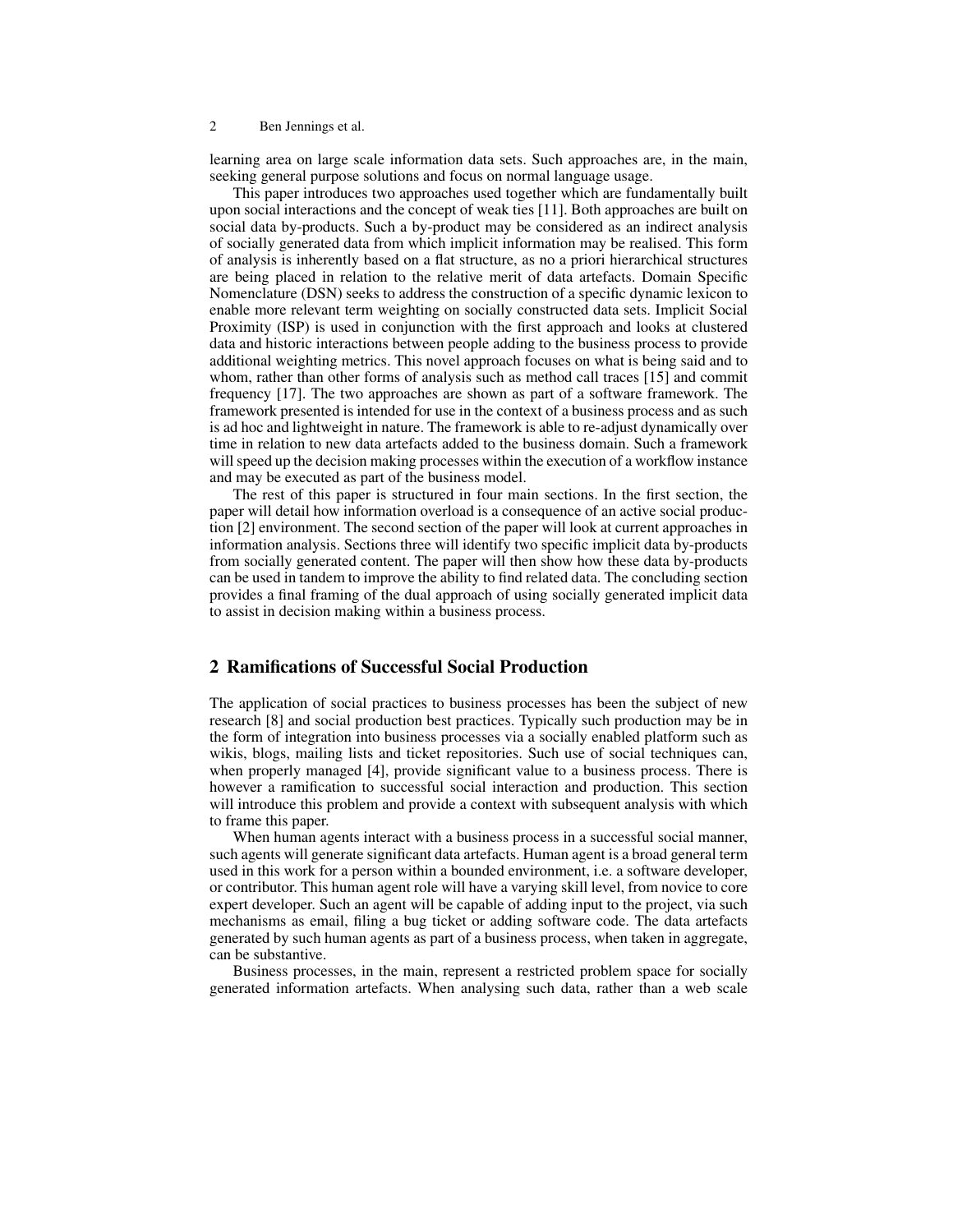learning area on large scale information data sets. Such approaches are, in the main, seeking general purpose solutions and focus on normal language usage.

This paper introduces two approaches used together which are fundamentally built upon social interactions and the concept of weak ties [11]. Both approaches are built on social data by-products. Such a by-product may be considered as an indirect analysis of socially generated data from which implicit information may be realised. This form of analysis is inherently based on a flat structure, as no a priori hierarchical structures are being placed in relation to the relative merit of data artefacts. Domain Specific Nomenclature (DSN) seeks to address the construction of a specific dynamic lexicon to enable more relevant term weighting on socially constructed data sets. Implicit Social Proximity (ISP) is used in conjunction with the first approach and looks at clustered data and historic interactions between people adding to the business process to provide additional weighting metrics. This novel approach focuses on what is being said and to whom, rather than other forms of analysis such as method call traces [15] and commit frequency [17]. The two approaches are shown as part of a software framework. The framework presented is intended for use in the context of a business process and as such is ad hoc and lightweight in nature. The framework is able to re-adjust dynamically over time in relation to new data artefacts added to the business domain. Such a framework will speed up the decision making processes within the execution of a workflow instance and may be executed as part of the business model.

The rest of this paper is structured in four main sections. In the first section, the paper will detail how information overload is a consequence of an active social production [2] environment. The second section of the paper will look at current approaches in information analysis. Sections three will identify two specific implicit data by-products from socially generated content. The paper will then show how these data by-products can be used in tandem to improve the ability to find related data. The concluding section provides a final framing of the dual approach of using socially generated implicit data to assist in decision making within a business process.

## 2 Ramifications of Successful Social Production

The application of social practices to business processes has been the subject of new research [8] and social production best practices. Typically such production may be in the form of integration into business processes via a socially enabled platform such as wikis, blogs, mailing lists and ticket repositories. Such use of social techniques can, when properly managed [4], provide significant value to a business process. There is however a ramification to successful social interaction and production. This section will introduce this problem and provide a context with subsequent analysis with which to frame this paper.

When human agents interact with a business process in a successful social manner, such agents will generate significant data artefacts. Human agent is a broad general term used in this work for a person within a bounded environment, i.e. a software developer, or contributor. This human agent role will have a varying skill level, from novice to core expert developer. Such an agent will be capable of adding input to the project, via such mechanisms as email, filing a bug ticket or adding software code. The data artefacts generated by such human agents as part of a business process, when taken in aggregate, can be substantive.

Business processes, in the main, represent a restricted problem space for socially generated information artefacts. When analysing such data, rather than a web scale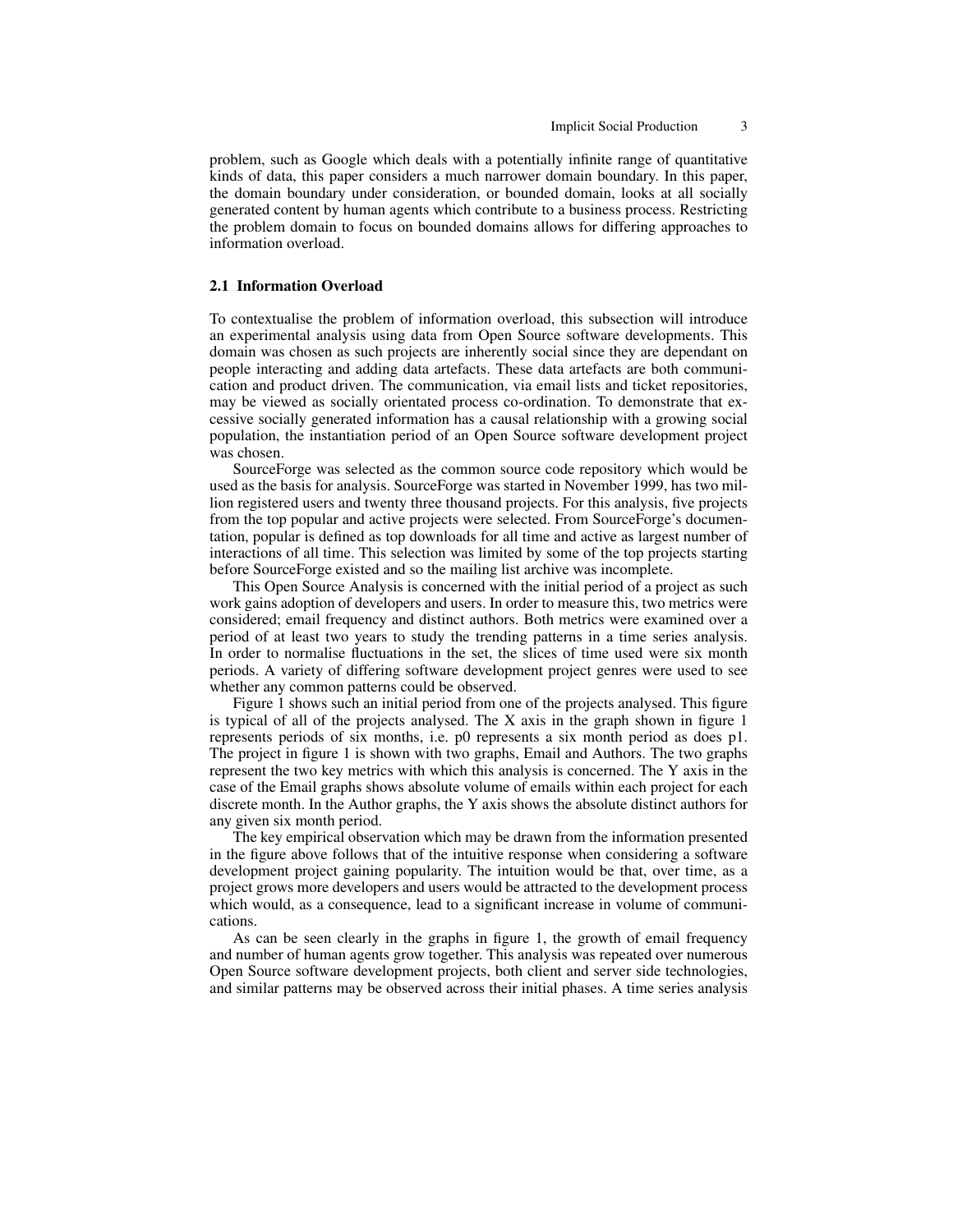problem, such as Google which deals with a potentially infinite range of quantitative kinds of data, this paper considers a much narrower domain boundary. In this paper, the domain boundary under consideration, or bounded domain, looks at all socially generated content by human agents which contribute to a business process. Restricting the problem domain to focus on bounded domains allows for differing approaches to information overload.

### 2.1 Information Overload

To contextualise the problem of information overload, this subsection will introduce an experimental analysis using data from Open Source software developments. This domain was chosen as such projects are inherently social since they are dependant on people interacting and adding data artefacts. These data artefacts are both communication and product driven. The communication, via email lists and ticket repositories, may be viewed as socially orientated process co-ordination. To demonstrate that excessive socially generated information has a causal relationship with a growing social population, the instantiation period of an Open Source software development project was chosen.

SourceForge was selected as the common source code repository which would be used as the basis for analysis. SourceForge was started in November 1999, has two million registered users and twenty three thousand projects. For this analysis, five projects from the top popular and active projects were selected. From SourceForge's documentation, popular is defined as top downloads for all time and active as largest number of interactions of all time. This selection was limited by some of the top projects starting before SourceForge existed and so the mailing list archive was incomplete.

This Open Source Analysis is concerned with the initial period of a project as such work gains adoption of developers and users. In order to measure this, two metrics were considered; email frequency and distinct authors. Both metrics were examined over a period of at least two years to study the trending patterns in a time series analysis. In order to normalise fluctuations in the set, the slices of time used were six month periods. A variety of differing software development project genres were used to see whether any common patterns could be observed.

Figure 1 shows such an initial period from one of the projects analysed. This figure is typical of all of the projects analysed. The X axis in the graph shown in figure 1 represents periods of six months, i.e. p0 represents a six month period as does p1. The project in figure 1 is shown with two graphs, Email and Authors. The two graphs represent the two key metrics with which this analysis is concerned. The Y axis in the case of the Email graphs shows absolute volume of emails within each project for each discrete month. In the Author graphs, the Y axis shows the absolute distinct authors for any given six month period.

The key empirical observation which may be drawn from the information presented in the figure above follows that of the intuitive response when considering a software development project gaining popularity. The intuition would be that, over time, as a project grows more developers and users would be attracted to the development process which would, as a consequence, lead to a significant increase in volume of communications.

As can be seen clearly in the graphs in figure 1, the growth of email frequency and number of human agents grow together. This analysis was repeated over numerous Open Source software development projects, both client and server side technologies, and similar patterns may be observed across their initial phases. A time series analysis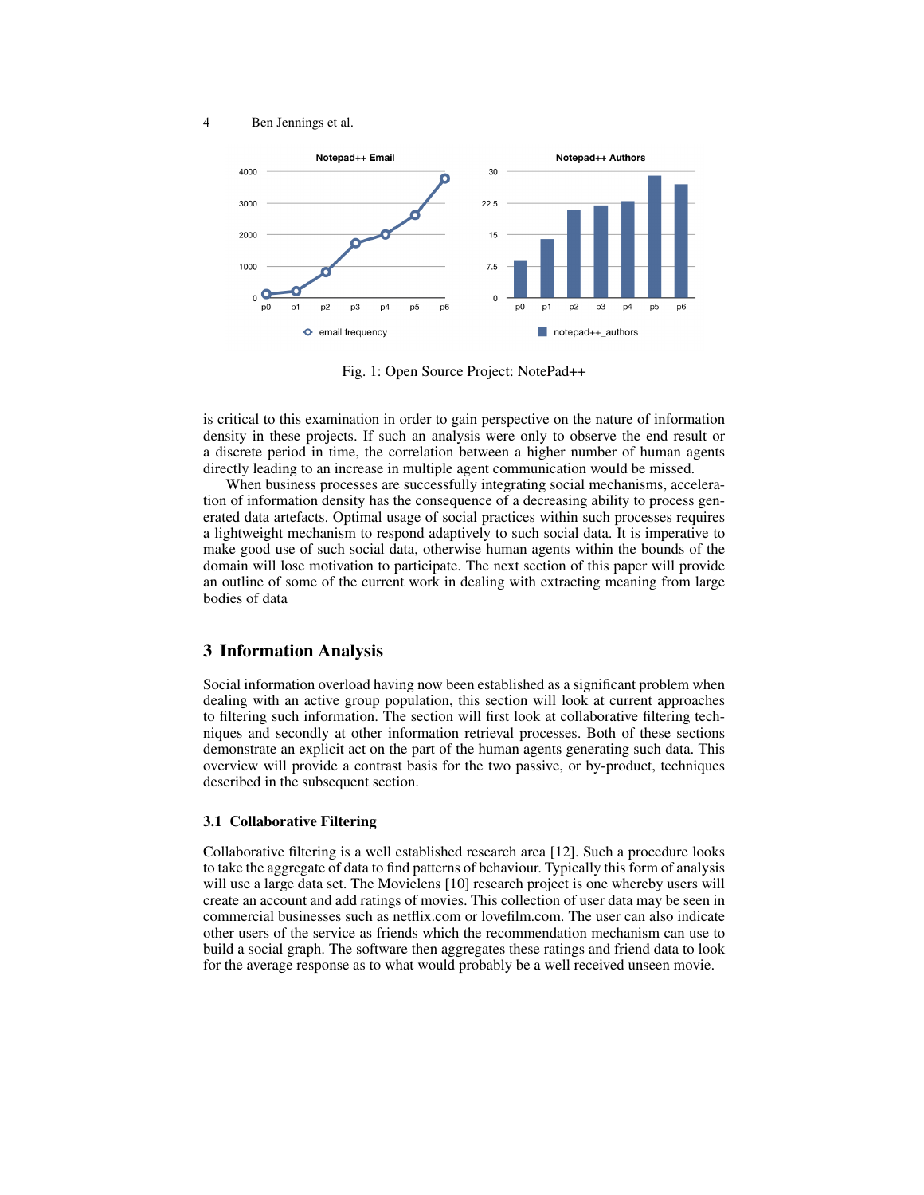Notepad++ Email

4000
3000
2000
1000
0

p0 p1 p2 p3 p4 p5 p6

email frequency

Notepad++ Authors

30
22.5
15
7.5
0

p0 p1 p2 p3 p4 p5 p6

notepad++_authors

Fig. 1: Open Source Project: NotePad++

is critical to this examination in order to gain perspective on the nature of information density in these projects. If such an analysis were only to observe the end result or a discrete period in time, the correlation between a higher number of human agents directly leading to an increase in multiple agent communication would be missed.

When business processes are successfully integrating social mechanisms, acceleration of information density has the consequence of a decreasing ability to process generated data artefacts. Optimal usage of social practices within such processes requires a lightweight mechanism to respond adaptively to such social data. It is imperative to make good use of such social data, otherwise human agents within the bounds of the domain will lose motivation to participate. The next section of this paper will provide an outline of some of the current work in dealing with extracting meaning from large bodies of data

## 3 Information Analysis

Social information overload having now been established as a significant problem when dealing with an active group population, this section will look at current approaches to filtering such information. The section will first look at collaborative filtering techniques and secondly at other information retrieval processes. Both of these sections demonstrate an explicit act on the part of the human agents generating such data. This overview will provide a contrast basis for the two passive, or by-product, techniques described in the subsequent section.

### 3.1 Collaborative Filtering

Collaborative filtering is a well established research area [12]. Such a procedure looks to take the aggregate of data to find patterns of behaviour. Typically this form of analysis will use a large data set. The Movielens [10] research project is one whereby users will create an account and add ratings of movies. This collection of user data may be seen in commercial businesses such as netflix.com or lovefilm.com. The user can also indicate other users of the service as friends which the recommendation mechanism can use to build a social graph. The software then aggregates these ratings and friend data to look for the average response as to what would probably be a well received unseen movie.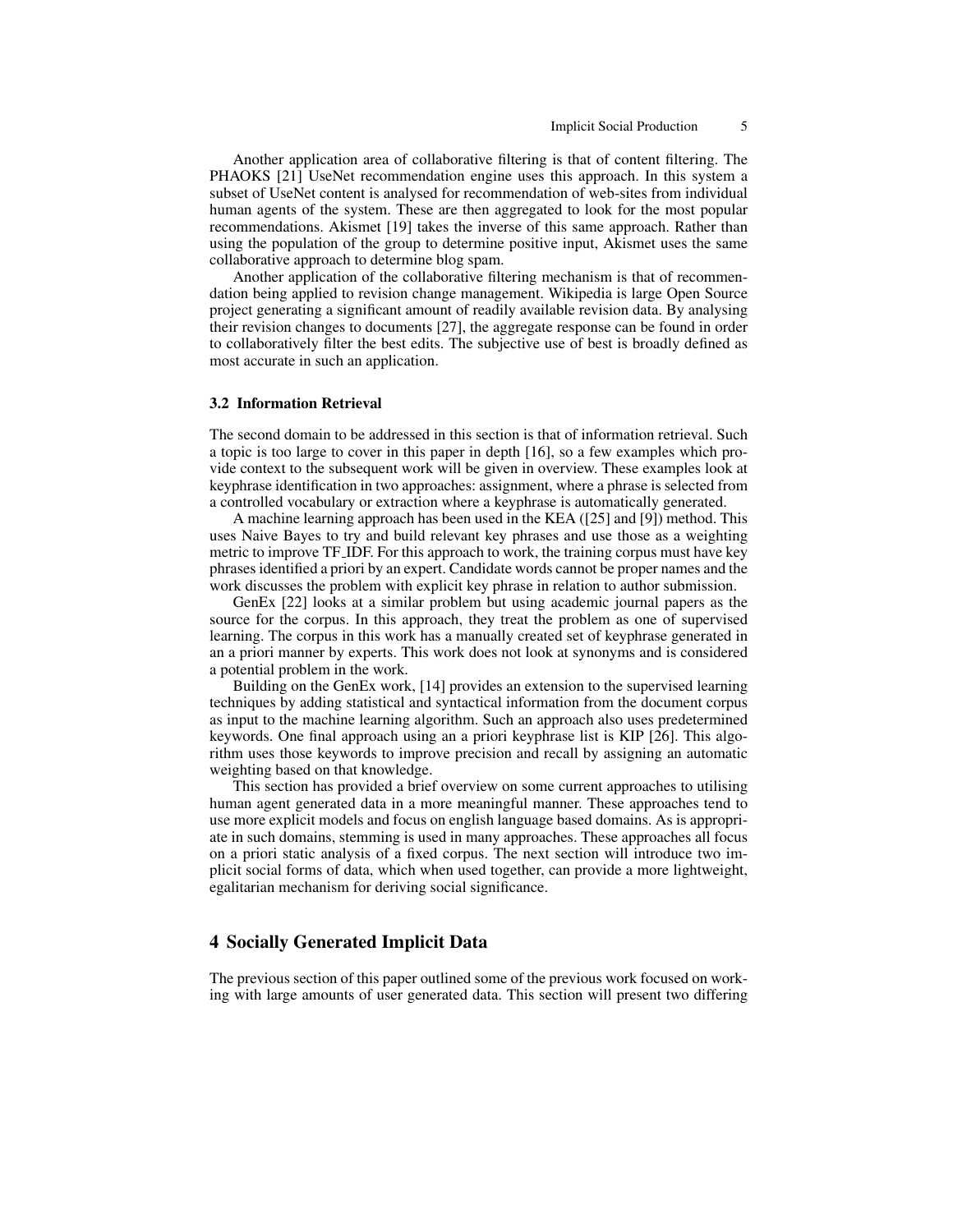Another application area of collaborative filtering is that of content filtering. The PHAOKS [21] UseNet recommendation engine uses this approach. In this system a subset of UseNet content is analysed for recommendation of web-sites from individual human agents of the system. These are then aggregated to look for the most popular recommendations. Akismet [19] takes the inverse of this same approach. Rather than using the population of the group to determine positive input, Akismet uses the same collaborative approach to determine blog spam.

Another application of the collaborative filtering mechanism is that of recommendation being applied to revision change management. Wikipedia is large Open Source project generating a significant amount of readily available revision data. By analysing their revision changes to documents [27], the aggregate response can be found in order to collaboratively filter the best edits. The subjective use of best is broadly defined as most accurate in such an application.

### 3.2 Information Retrieval

The second domain to be addressed in this section is that of information retrieval. Such a topic is too large to cover in this paper in depth [16], so a few examples which provide context to the subsequent work will be given in overview. These examples look at keyphrase identification in two approaches: assignment, where a phrase is selected from a controlled vocabulary or extraction where a keyphrase is automatically generated.

A machine learning approach has been used in the KEA ([25] and [9]) method. This uses Naive Bayes to try and build relevant key phrases and use those as a weighting metric to improve TF_IDF. For this approach to work, the training corpus must have key phrases identified a priori by an expert. Candidate words cannot be proper names and the work discusses the problem with explicit key phrase in relation to author submission.

GenEx [22] looks at a similar problem but using academic journal papers as the source for the corpus. In this approach, they treat the problem as one of supervised learning. The corpus in this work has a manually created set of keyphrase generated in an a priori manner by experts. This work does not look at synonyms and is considered a potential problem in the work.

Building on the GenEx work, [14] provides an extension to the supervised learning techniques by adding statistical and syntactical information from the document corpus as input to the machine learning algorithm. Such an approach also uses predetermined keywords. One final approach using an a priori keyphrase list is KIP [26]. This algorithm uses those keywords to improve precision and recall by assigning an automatic weighting based on that knowledge.

This section has provided a brief overview on some current approaches to utilising human agent generated data in a more meaningful manner. These approaches tend to use more explicit models and focus on english language based domains. As is appropriate in such domains, stemming is used in many approaches. These approaches all focus on a priori static analysis of a fixed corpus. The next section will introduce two implicit social forms of data, which when used together, can provide a more lightweight, egalitarian mechanism for deriving social significance.

## 4 Socially Generated Implicit Data

The previous section of this paper outlined some of the previous work focused on working with large amounts of user generated data. This section will present two differing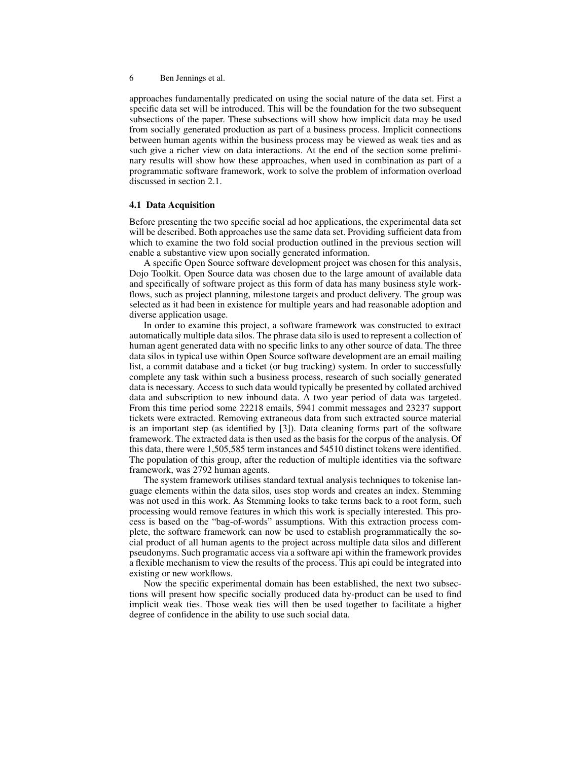approaches fundamentally predicated on using the social nature of the data set. First a specific data set will be introduced. This will be the foundation for the two subsequent subsections of the paper. These subsections will show how implicit data may be used from socially generated production as part of a business process. Implicit connections between human agents within the business process may be viewed as weak ties and as such give a richer view on data interactions. At the end of the section some preliminary results will show how these approaches, when used in combination as part of a programmatic software framework, work to solve the problem of information overload discussed in section 2.1.

### 4.1 Data Acquisition

Before presenting the two specific social ad hoc applications, the experimental data set will be described. Both approaches use the same data set. Providing sufficient data from which to examine the two fold social production outlined in the previous section will enable a substantive view upon socially generated information.

A specific Open Source software development project was chosen for this analysis, Dojo Toolkit. Open Source data was chosen due to the large amount of available data and specifically of software project as this form of data has many business style workflows, such as project planning, milestone targets and product delivery. The group was selected as it had been in existence for multiple years and had reasonable adoption and diverse application usage.

In order to examine this project, a software framework was constructed to extract automatically multiple data silos. The phrase data silo is used to represent a collection of human agent generated data with no specific links to any other source of data. The three data silos in typical use within Open Source software development are an email mailing list, a commit database and a ticket (or bug tracking) system. In order to successfully complete any task within such a business process, research of such socially generated data is necessary. Access to such data would typically be presented by collated archived data and subscription to new inbound data. A two year period of data was targeted. From this time period some 22218 emails, 5941 commit messages and 23237 support tickets were extracted. Removing extraneous data from such extracted source material is an important step (as identified by [3]). Data cleaning forms part of the software framework. The extracted data is then used as the basis for the corpus of the analysis. Of this data, there were 1,505,585 term instances and 54510 distinct tokens were identified. The population of this group, after the reduction of multiple identities via the software framework, was 2792 human agents.

The system framework utilises standard textual analysis techniques to tokenise language elements within the data silos, uses stop words and creates an index. Stemming was not used in this work. As Stemming looks to take terms back to a root form, such processing would remove features in which this work is specially interested. This process is based on the "bag-of-words" assumptions. With this extraction process complete, the software framework can now be used to establish programmatically the social product of all human agents to the project across multiple data silos and different pseudonyms. Such programatic access via a software api within the framework provides a flexible mechanism to view the results of the process. This api could be integrated into existing or new workflows.

Now the specific experimental domain has been established, the next two subsections will present how specific socially produced data by-product can be used to find implicit weak ties. Those weak ties will then be used together to facilitate a higher degree of confidence in the ability to use such social data.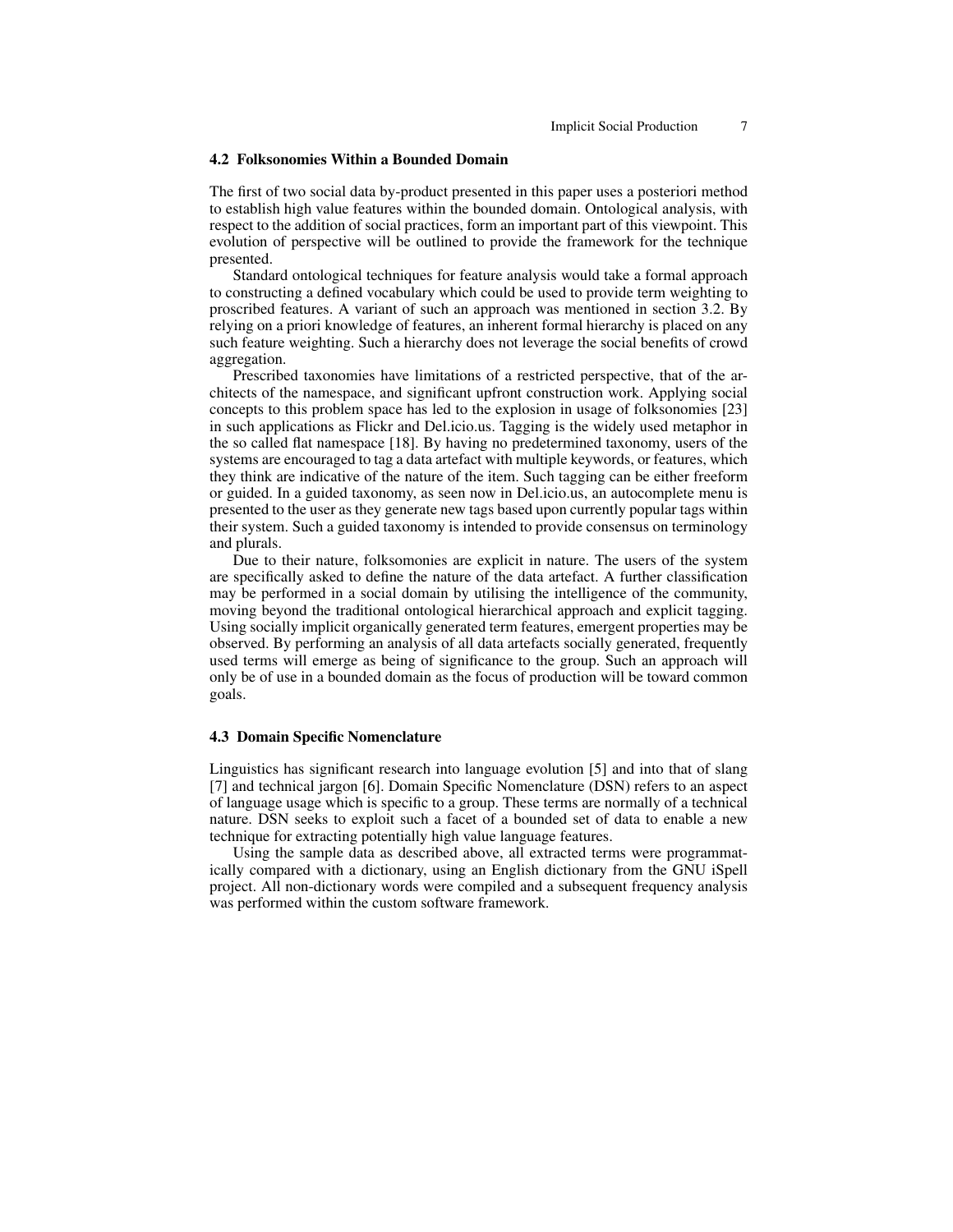## 4.2 Folksonomies Within a Bounded Domain

The first of two social data by-product presented in this paper uses a posteriori method to establish high value features within the bounded domain. Ontological analysis, with respect to the addition of social practices, form an important part of this viewpoint. This evolution of perspective will be outlined to provide the framework for the technique presented.

Standard ontological techniques for feature analysis would take a formal approach to constructing a defined vocabulary which could be used to provide term weighting to proscribed features. A variant of such an approach was mentioned in section 3.2. By relying on a priori knowledge of features, an inherent formal hierarchy is placed on any such feature weighting. Such a hierarchy does not leverage the social benefits of crowd aggregation.

Prescribed taxonomies have limitations of a restricted perspective, that of the architects of the namespace, and significant upfront construction work. Applying social concepts to this problem space has led to the explosion in usage of folksonomies [23] in such applications as Flickr and Del.icio.us. Tagging is the widely used metaphor in the so called flat namespace [18]. By having no predetermined taxonomy, users of the systems are encouraged to tag a data artefact with multiple keywords, or features, which they think are indicative of the nature of the item. Such tagging can be either freeform or guided. In a guided taxonomy, as seen now in Del.icio.us, an autocomplete menu is presented to the user as they generate new tags based upon currently popular tags within their system. Such a guided taxonomy is intended to provide consensus on terminology and plurals.

Due to their nature, folksomonies are explicit in nature. The users of the system are specifically asked to define the nature of the data artefact. A further classification may be performed in a social domain by utilising the intelligence of the community, moving beyond the traditional ontological hierarchical approach and explicit tagging. Using socially implicit organically generated term features, emergent properties may be observed. By performing an analysis of all data artefacts socially generated, frequently used terms will emerge as being of significance to the group. Such an approach will only be of use in a bounded domain as the focus of production will be toward common goals.

## 4.3 Domain Specific Nomenclature

Linguistics has significant research into language evolution [5] and into that of slang [7] and technical jargon [6]. Domain Specific Nomenclature (DSN) refers to an aspect of language usage which is specific to a group. These terms are normally of a technical nature. DSN seeks to exploit such a facet of a bounded set of data to enable a new technique for extracting potentially high value language features.

Using the sample data as described above, all extracted terms were programmatically compared with a dictionary, using an English dictionary from the GNU iSpell project. All non-dictionary words were compiled and a subsequent frequency analysis was performed within the custom software framework.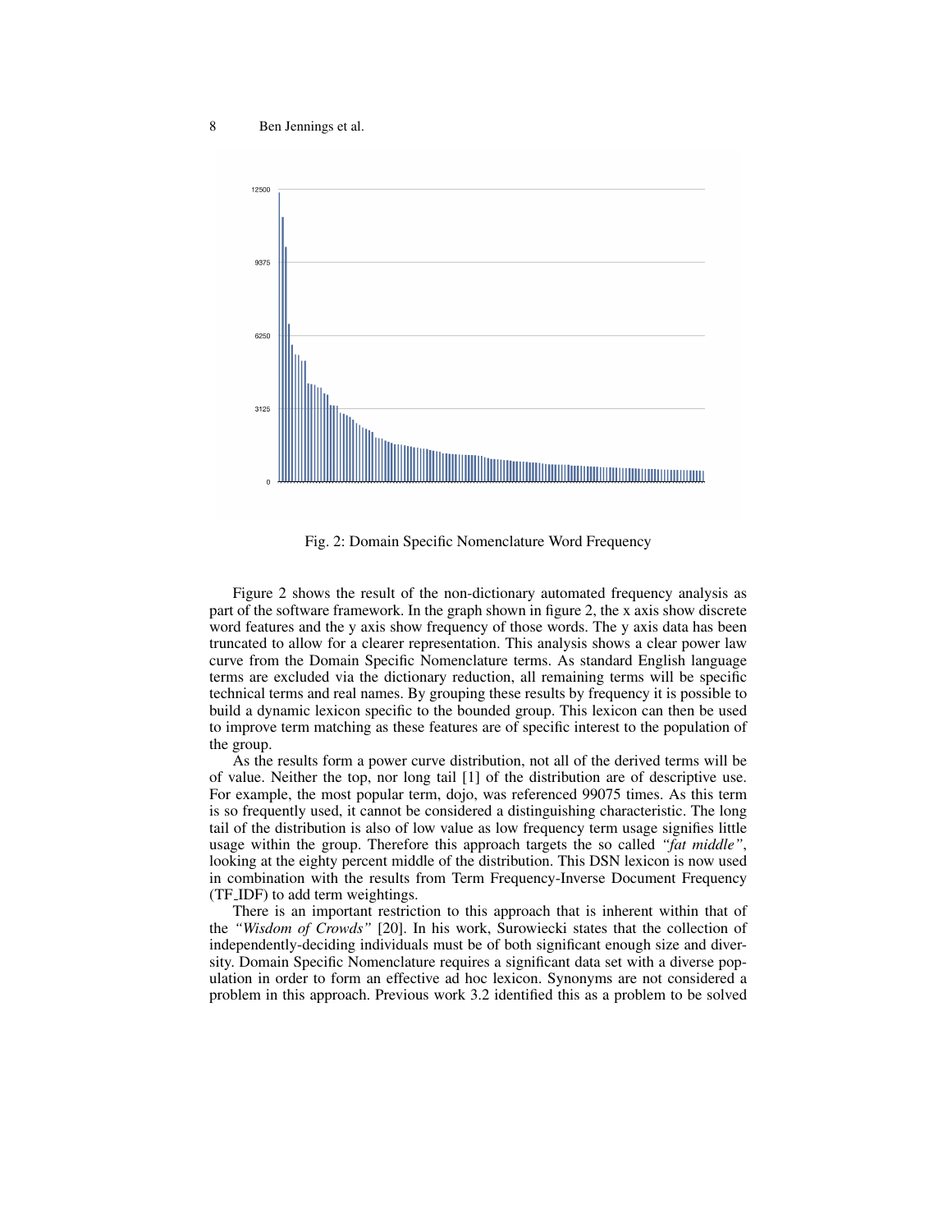Fig. 2: Domain Specific Nomenclature Word Frequency

Figure 2 shows the result of the non-dictionary automated frequency analysis as part of the software framework. In the graph shown in figure 2, the x axis show discrete word features and the y axis show frequency of those words. The y axis data has been truncated to allow for a clearer representation. This analysis shows a clear power law curve from the Domain Specific Nomenclature terms. As standard English language terms are excluded via the dictionary reduction, all remaining terms will be specific technical terms and real names. By grouping these results by frequency it is possible to build a dynamic lexicon specific to the bounded group. This lexicon can then be used to improve term matching as these features are of specific interest to the population of the group.

As the results form a power curve distribution, not all of the derived terms will be of value. Neither the top, nor long tail [1] of the distribution are of descriptive use. For example, the most popular term, dojo, was referenced 99075 times. As this term is so frequently used, it cannot be considered a distinguishing characteristic. The long tail of the distribution is also of low value as low frequency term usage signifies little usage within the group. Therefore this approach targets the so called *"fat middle"*, looking at the eighty percent middle of the distribution. This DSN lexicon is now used in combination with the results from Term Frequency-Inverse Document Frequency (TF_IDF) to add term weightings.

There is an important restriction to this approach that is inherent within that of the *"Wisdom of Crowds"* [20]. In his work, Surowiecki states that the collection of independently-deciding individuals must be of both significant enough size and diversity. Domain Specific Nomenclature requires a significant data set with a diverse population in order to form an effective ad hoc lexicon. Synonyms are not considered a problem in this approach. Previous work 3.2 identified this as a problem to be solved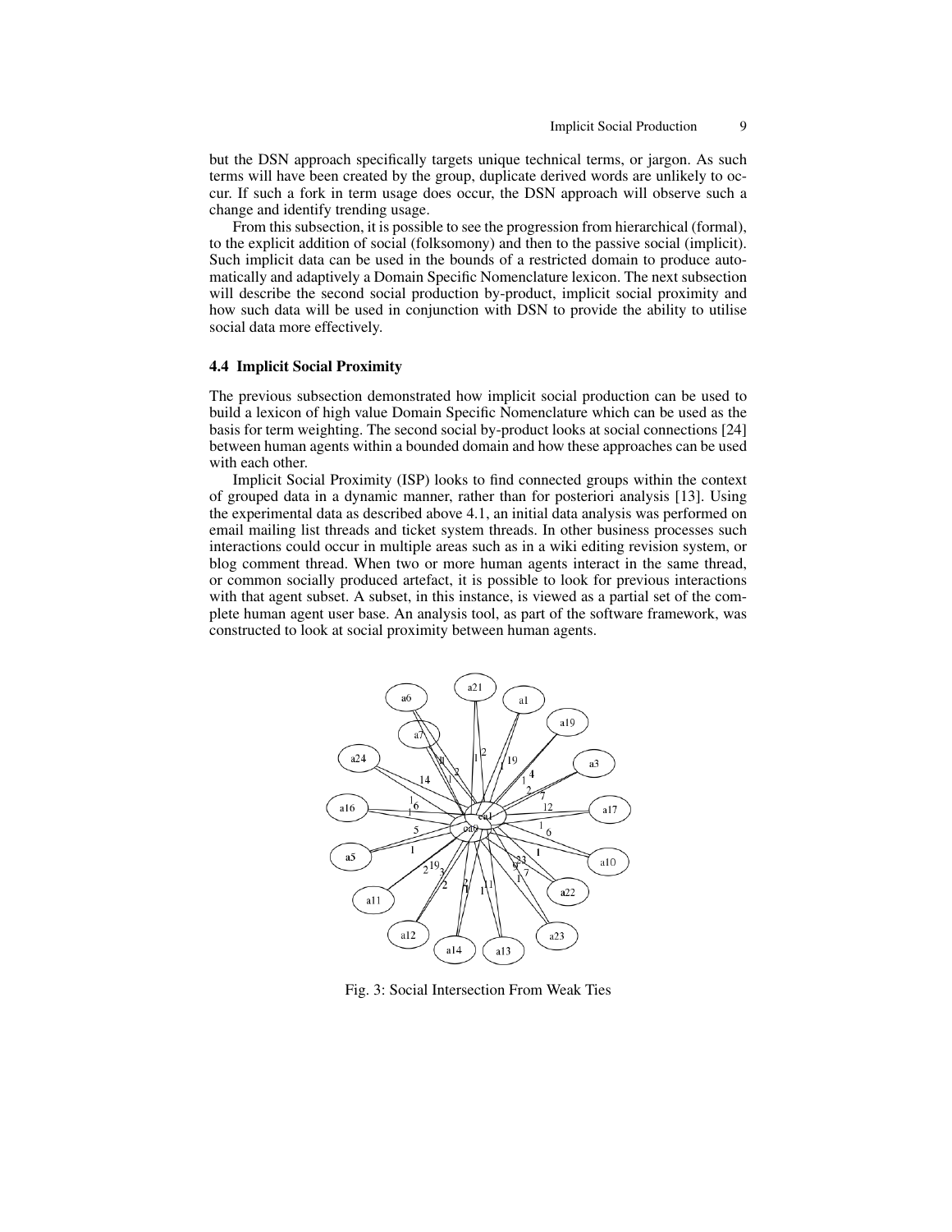but the DSN approach specifically targets unique technical terms, or jargon. As such terms will have been created by the group, duplicate derived words are unlikely to occur. If such a fork in term usage does occur, the DSN approach will observe such a change and identify trending usage.

From this subsection, it is possible to see the progression from hierarchical (formal), to the explicit addition of social (folksomony) and then to the passive social (implicit). Such implicit data can be used in the bounds of a restricted domain to produce automatically and adaptively a Domain Specific Nomenclature lexicon. The next subsection will describe the second social production by-product, implicit social proximity and how such data will be used in conjunction with DSN to provide the ability to utilise social data more effectively.

### 4.4 Implicit Social Proximity

The previous subsection demonstrated how implicit social production can be used to build a lexicon of high value Domain Specific Nomenclature which can be used as the basis for term weighting. The second social by-product looks at social connections [24] between human agents within a bounded domain and how these approaches can be used with each other.

Implicit Social Proximity (ISP) looks to find connected groups within the context of grouped data in a dynamic manner, rather than for posteriori analysis [13]. Using the experimental data as described above 4.1, an initial data analysis was performed on email mailing list threads and ticket system threads. In other business processes such interactions could occur in multiple areas such as in a wiki editing revision system, or blog comment thread. When two or more human agents interact in the same thread, or common socially produced artefact, it is possible to look for previous interactions with that agent subset. A subset, in this instance, is viewed as a partial set of the complete human agent user base. An analysis tool, as part of the software framework, was constructed to look at social proximity between human agents.

Fig. 3: Social Intersection From Weak Ties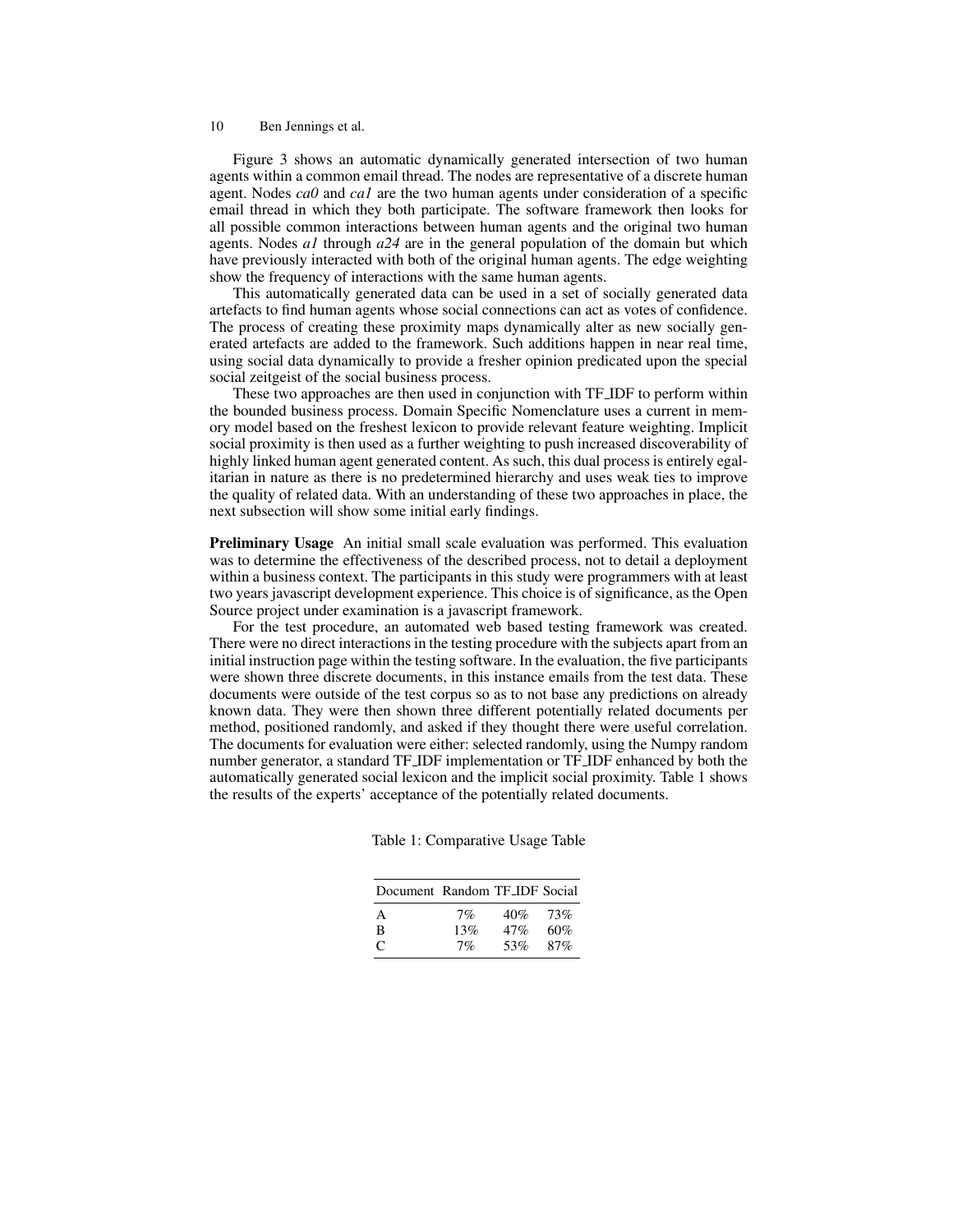Figure 3 shows an automatic dynamically generated intersection of two human agents within a common email thread. The nodes are representative of a discrete human agent. Nodes *ca0* and *ca1* are the two human agents under consideration of a specific email thread in which they both participate. The software framework then looks for all possible common interactions between human agents and the original two human agents. Nodes *a1* through *a24* are in the general population of the domain but which have previously interacted with both of the original human agents. The edge weighting show the frequency of interactions with the same human agents.

This automatically generated data can be used in a set of socially generated data artefacts to find human agents whose social connections can act as votes of confidence. The process of creating these proximity maps dynamically alter as new socially generated artefacts are added to the framework. Such additions happen in near real time, using social data dynamically to provide a fresher opinion predicated upon the special social zeitgeist of the social business process.

These two approaches are then used in conjunction with TF_IDF to perform within the bounded business process. Domain Specific Nomenclature uses a current in memory model based on the freshest lexicon to provide relevant feature weighting. Implicit social proximity is then used as a further weighting to push increased discoverability of highly linked human agent generated content. As such, this dual process is entirely egalitarian in nature as there is no predetermined hierarchy and uses weak ties to improve the quality of related data. With an understanding of these two approaches in place, the next subsection will show some initial early findings.

**Preliminary Usage** An initial small scale evaluation was performed. This evaluation was to determine the effectiveness of the described process, not to detail a deployment within a business context. The participants in this study were programmers with at least two years javascript development experience. This choice is of significance, as the Open Source project under examination is a javascript framework.

For the test procedure, an automated web based testing framework was created. There were no direct interactions in the testing procedure with the subjects apart from an initial instruction page within the testing software. In the evaluation, the five participants were shown three discrete documents, in this instance emails from the test data. These documents were outside of the test corpus so as to not base any predictions on already known data. They were then shown three different potentially related documents per method, positioned randomly, and asked if they thought there were useful correlation. The documents for evaluation were either: selected randomly, using the Numpy random number generator, a standard TF_IDF implementation or TF_IDF enhanced by both the automatically generated social lexicon and the implicit social proximity. Table 1 shows the results of the experts' acceptance of the potentially related documents.

Table 1: Comparative Usage Table

| Document | Random | TF_IDF | Social |
|---|---|---|---|
| A | 7% | 40% | 73% |
| B | 13% | 47% | 60% |
| C | 7% | 53% | 87% |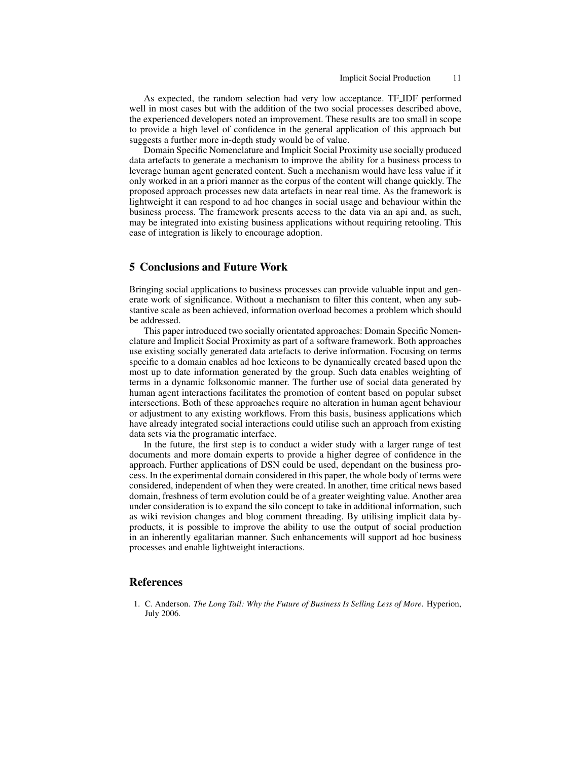As expected, the random selection had very low acceptance. TF_IDF performed well in most cases but with the addition of the two social processes described above, the experienced developers noted an improvement. These results are too small in scope to provide a high level of confidence in the general application of this approach but suggests a further more in-depth study would be of value.

Domain Specific Nomenclature and Implicit Social Proximity use socially produced data artefacts to generate a mechanism to improve the ability for a business process to leverage human agent generated content. Such a mechanism would have less value if it only worked in an a priori manner as the corpus of the content will change quickly. The proposed approach processes new data artefacts in near real time. As the framework is lightweight it can respond to ad hoc changes in social usage and behaviour within the business process. The framework presents access to the data via an api and, as such, may be integrated into existing business applications without requiring retooling. This ease of integration is likely to encourage adoption.

## 5 Conclusions and Future Work

Bringing social applications to business processes can provide valuable input and generate work of significance. Without a mechanism to filter this content, when any substantive scale as been achieved, information overload becomes a problem which should be addressed.

This paper introduced two socially orientated approaches: Domain Specific Nomenclature and Implicit Social Proximity as part of a software framework. Both approaches use existing socially generated data artefacts to derive information. Focusing on terms specific to a domain enables ad hoc lexicons to be dynamically created based upon the most up to date information generated by the group. Such data enables weighting of terms in a dynamic folksonomic manner. The further use of social data generated by human agent interactions facilitates the promotion of content based on popular subset intersections. Both of these approaches require no alteration in human agent behaviour or adjustment to any existing workflows. From this basis, business applications which have already integrated social interactions could utilise such an approach from existing data sets via the programatic interface.

In the future, the first step is to conduct a wider study with a larger range of test documents and more domain experts to provide a higher degree of confidence in the approach. Further applications of DSN could be used, dependant on the business process. In the experimental domain considered in this paper, the whole body of terms were considered, independent of when they were created. In another, time critical news based domain, freshness of term evolution could be of a greater weighting value. Another area under consideration is to expand the silo concept to take in additional information, such as wiki revision changes and blog comment threading. By utilising implicit data by-products, it is possible to improve the ability to use the output of social production in an inherently egalitarian manner. Such enhancements will support ad hoc business processes and enable lightweight interactions.

## References

1. C. Anderson. *The Long Tail: Why the Future of Business Is Selling Less of More*. Hyperion, July 2006.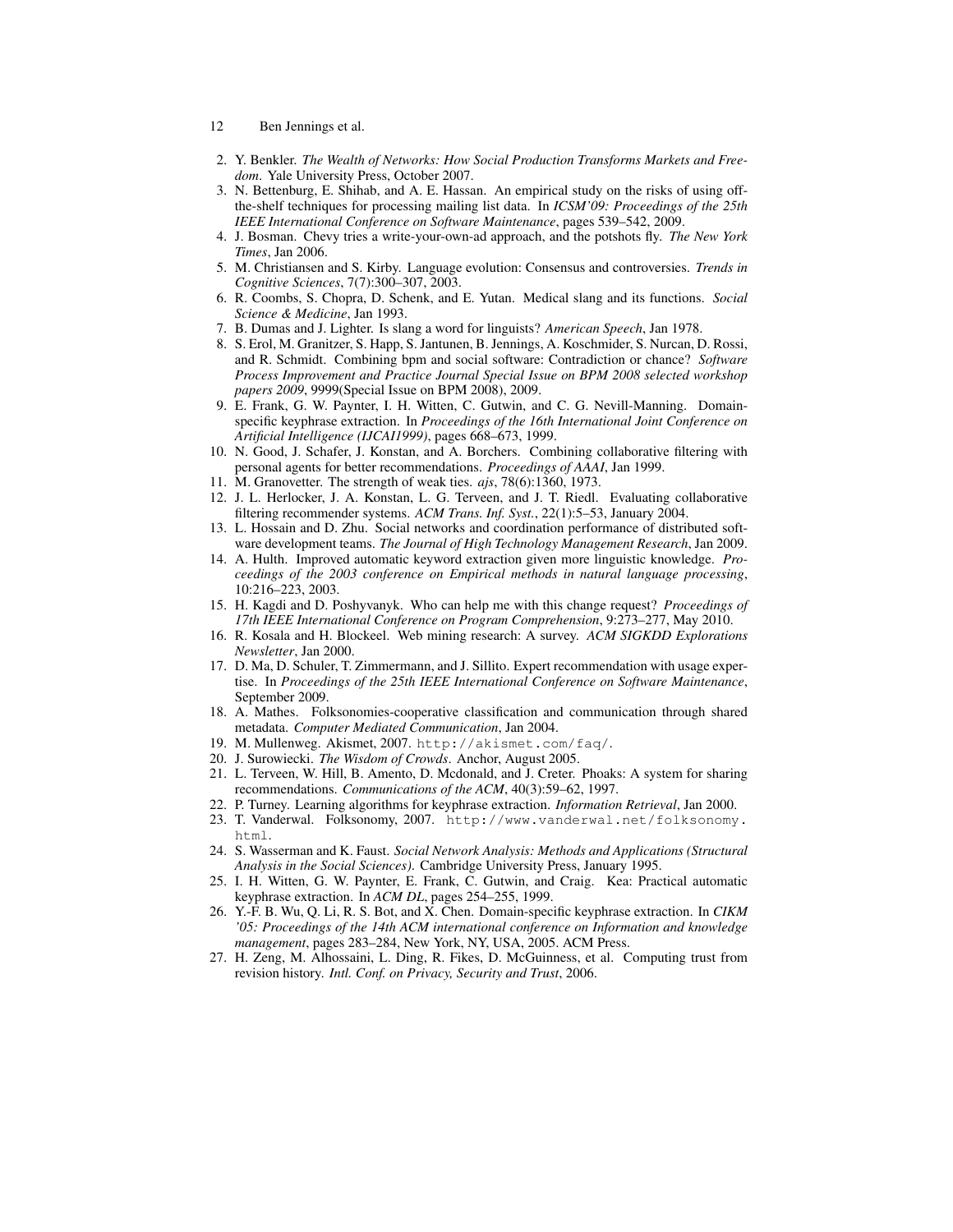2. Y. Benkler. *The Wealth of Networks: How Social Production Transforms Markets and Freedom*. Yale University Press, October 2007.
3. N. Bettenburg, E. Shihab, and A. E. Hassan. An empirical study on the risks of using off-the-shelf techniques for processing mailing list data. In *ICSM'09: Proceedings of the 25th IEEE International Conference on Software Maintenance*, pages 539–542, 2009.
4. J. Bosman. Chevy tries a write-your-own-ad approach, and the potshots fly. *The New York Times*, Jan 2006.
5. M. Christiansen and S. Kirby. Language evolution: Consensus and controversies. *Trends in Cognitive Sciences*, 7(7):300–307, 2003.
6. R. Coombs, S. Chopra, D. Schenk, and E. Yutan. Medical slang and its functions. *Social Science & Medicine*, Jan 1993.
7. B. Dumas and J. Lighter. Is slang a word for linguists? *American Speech*, Jan 1978.
8. S. Erol, M. Granitzer, S. Happ, S. Jantunen, B. Jennings, A. Koschmider, S. Nurcan, D. Rossi, and R. Schmidt. Combining bpm and social software: Contradiction or chance? *Software Process Improvement and Practice Journal Special Issue on BPM 2008 selected workshop papers 2009*, 9999(Special Issue on BPM 2008), 2009.
9. E. Frank, G. W. Paynter, I. H. Witten, C. Gutwin, and C. G. Nevill-Manning. Domain-specific keyphrase extraction. In *Proceedings of the 16th International Joint Conference on Artificial Intelligence (IJCAI1999)*, pages 668–673, 1999.
10. N. Good, J. Schafer, J. Konstan, and A. Borchers. Combining collaborative filtering with personal agents for better recommendations. *Proceedings of AAAI*, Jan 1999.
11. M. Granovetter. The strength of weak ties. *ajs*, 78(6):1360, 1973.
12. J. L. Herlocker, J. A. Konstan, L. G. Terveen, and J. T. Riedl. Evaluating collaborative filtering recommender systems. *ACM Trans. Inf. Syst.*, 22(1):5–53, January 2004.
13. L. Hossain and D. Zhu. Social networks and coordination performance of distributed software development teams. *The Journal of High Technology Management Research*, Jan 2009.
14. A. Hulth. Improved automatic keyword extraction given more linguistic knowledge. *Proceedings of the 2003 conference on Empirical methods in natural language processing*, 10:216–223, 2003.
15. H. Kagdi and D. Poshyvanyk. Who can help me with this change request? *Proceedings of 17th IEEE International Conference on Program Comprehension*, 9:273–277, May 2010.
16. R. Kosala and H. Blockeel. Web mining research: A survey. *ACM SIGKDD Explorations Newsletter*, Jan 2000.
17. D. Ma, D. Schuler, T. Zimmermann, and J. Sillito. Expert recommendation with usage expertise. In *Proceedings of the 25th IEEE International Conference on Software Maintenance*, September 2009.
18. A. Mathes. Folksonomies-cooperative classification and communication through shared metadata. *Computer Mediated Communication*, Jan 2004.
19. M. Mullenweg. Akismet, 2007. `http://akismet.com/faq/`.
20. J. Surowiecki. *The Wisdom of Crowds*. Anchor, August 2005.
21. L. Terveen, W. Hill, B. Amento, D. Mcdonald, and J. Creter. Phoaks: A system for sharing recommendations. *Communications of the ACM*, 40(3):59–62, 1997.
22. P. Turney. Learning algorithms for keyphrase extraction. *Information Retrieval*, Jan 2000.
23. T. Vanderwal. Folksonomy, 2007. `http://www.vanderwal.net/folksonomy.html`.
24. S. Wasserman and K. Faust. *Social Network Analysis: Methods and Applications (Structural Analysis in the Social Sciences)*. Cambridge University Press, January 1995.
25. I. H. Witten, G. W. Paynter, E. Frank, C. Gutwin, and Craig. Kea: Practical automatic keyphrase extraction. In *ACM DL*, pages 254–255, 1999.
26. Y.-F. B. Wu, Q. Li, R. S. Bot, and X. Chen. Domain-specific keyphrase extraction. In *CIKM '05: Proceedings of the 14th ACM international conference on Information and knowledge management*, pages 283–284, New York, NY, USA, 2005. ACM Press.
27. H. Zeng, M. Alhossaini, L. Ding, R. Fikes, D. McGuinness, et al. Computing trust from revision history. *Intl. Conf. on Privacy, Security and Trust*, 2006.